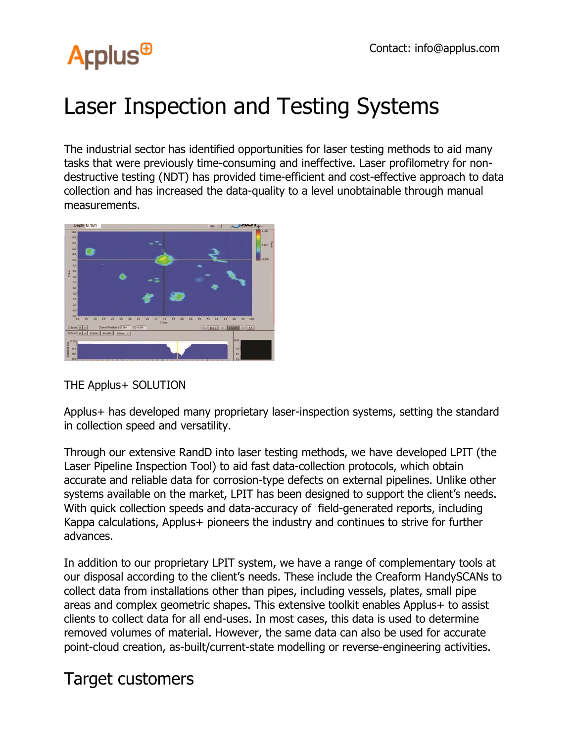Contact: info@applus.com

# Laser Inspection and Testing Systems

The industrial sector has identified opportunities for laser testing methods to aid many tasks that were previously time-consuming and ineffective. Laser profilometry for non-destructive testing (NDT) has provided time-efficient and cost-effective approach to data collection and has increased the data-quality to a level unobtainable through manual measurements.

THE Applus+ SOLUTION

Applus+ has developed many proprietary laser-inspection systems, setting the standard in collection speed and versatility.

Through our extensive RandD into laser testing methods, we have developed LPIT (the Laser Pipeline Inspection Tool) to aid fast data-collection protocols, which obtain accurate and reliable data for corrosion-type defects on external pipelines. Unlike other systems available on the market, LPIT has been designed to support the client's needs. With quick collection speeds and data-accuracy of field-generated reports, including Kappa calculations, Applus+ pioneers the industry and continues to strive for further advances.

In addition to our proprietary LPIT system, we have a range of complementary tools at our disposal according to the client's needs. These include the Creaform HandySCANs to collect data from installations other than pipes, including vessels, plates, small pipe areas and complex geometric shapes. This extensive toolkit enables Applus+ to assist clients to collect data for all end-uses. In most cases, this data is used to determine removed volumes of material. However, the same data can also be used for accurate point-cloud creation, as-built/current-state modelling or reverse-engineering activities.

## Target customers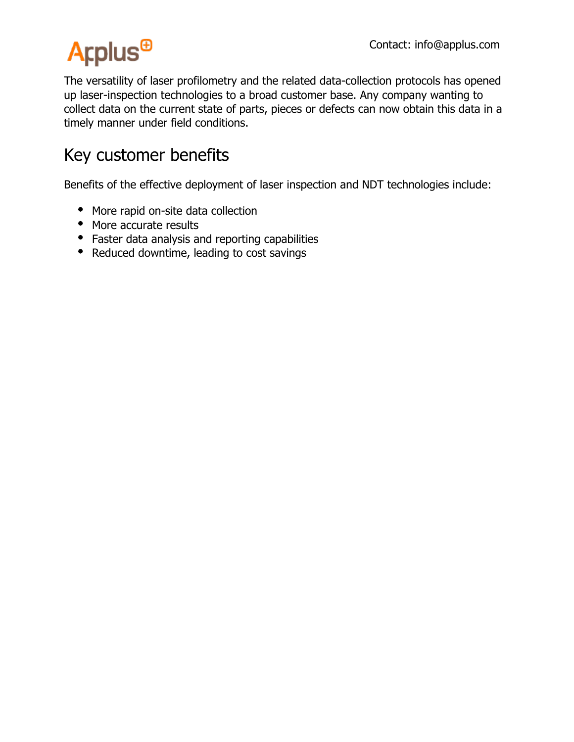The versatility of laser profilometry and the related data-collection protocols has opened up laser-inspection technologies to a broad customer base. Any company wanting to collect data on the current state of parts, pieces or defects can now obtain this data in a timely manner under field conditions.

## Key customer benefits

Benefits of the effective deployment of laser inspection and NDT technologies include:

- More rapid on-site data collection
- More accurate results
- Faster data analysis and reporting capabilities
- Reduced downtime, leading to cost savings